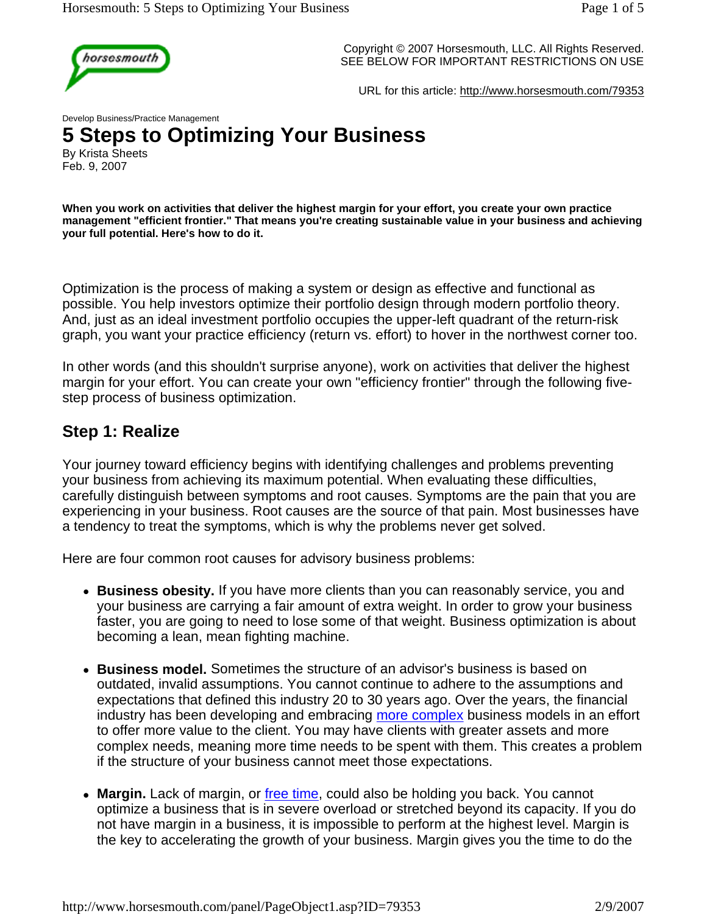Copyright © 2007 Horsesmouth, LLC. All Rights Reserved.
SEE BELOW FOR IMPORTANT RESTRICTIONS ON USE

URL for this article: http://www.horsesmouth.com/79353

Develop Business/Practice Management

# 5 Steps to Optimizing Your Business

By Krista Sheets
Feb. 9, 2007

**When you work on activities that deliver the highest margin for your effort, you create your own practice management "efficient frontier." That means you're creating sustainable value in your business and achieving your full potential. Here's how to do it.**

Optimization is the process of making a system or design as effective and functional as possible. You help investors optimize their portfolio design through modern portfolio theory. And, just as an ideal investment portfolio occupies the upper-left quadrant of the return-risk graph, you want your practice efficiency (return vs. effort) to hover in the northwest corner too.

In other words (and this shouldn't surprise anyone), work on activities that deliver the highest margin for your effort. You can create your own "efficiency frontier" through the following five-step process of business optimization.

## Step 1: Realize

Your journey toward efficiency begins with identifying challenges and problems preventing your business from achieving its maximum potential. When evaluating these difficulties, carefully distinguish between symptoms and root causes. Symptoms are the pain that you are experiencing in your business. Root causes are the source of that pain. Most businesses have a tendency to treat the symptoms, which is why the problems never get solved.

Here are four common root causes for advisory business problems:

- **Business obesity.** If you have more clients than you can reasonably service, you and your business are carrying a fair amount of extra weight. In order to grow your business faster, you are going to need to lose some of that weight. Business optimization is about becoming a lean, mean fighting machine.

- **Business model.** Sometimes the structure of an advisor's business is based on outdated, invalid assumptions. You cannot continue to adhere to the assumptions and expectations that defined this industry 20 to 30 years ago. Over the years, the financial industry has been developing and embracing more complex business models in an effort to offer more value to the client. You may have clients with greater assets and more complex needs, meaning more time needs to be spent with them. This creates a problem if the structure of your business cannot meet those expectations.

- **Margin.** Lack of margin, or free time, could also be holding you back. You cannot optimize a business that is in severe overload or stretched beyond its capacity. If you do not have margin in a business, it is impossible to perform at the highest level. Margin is the key to accelerating the growth of your business. Margin gives you the time to do the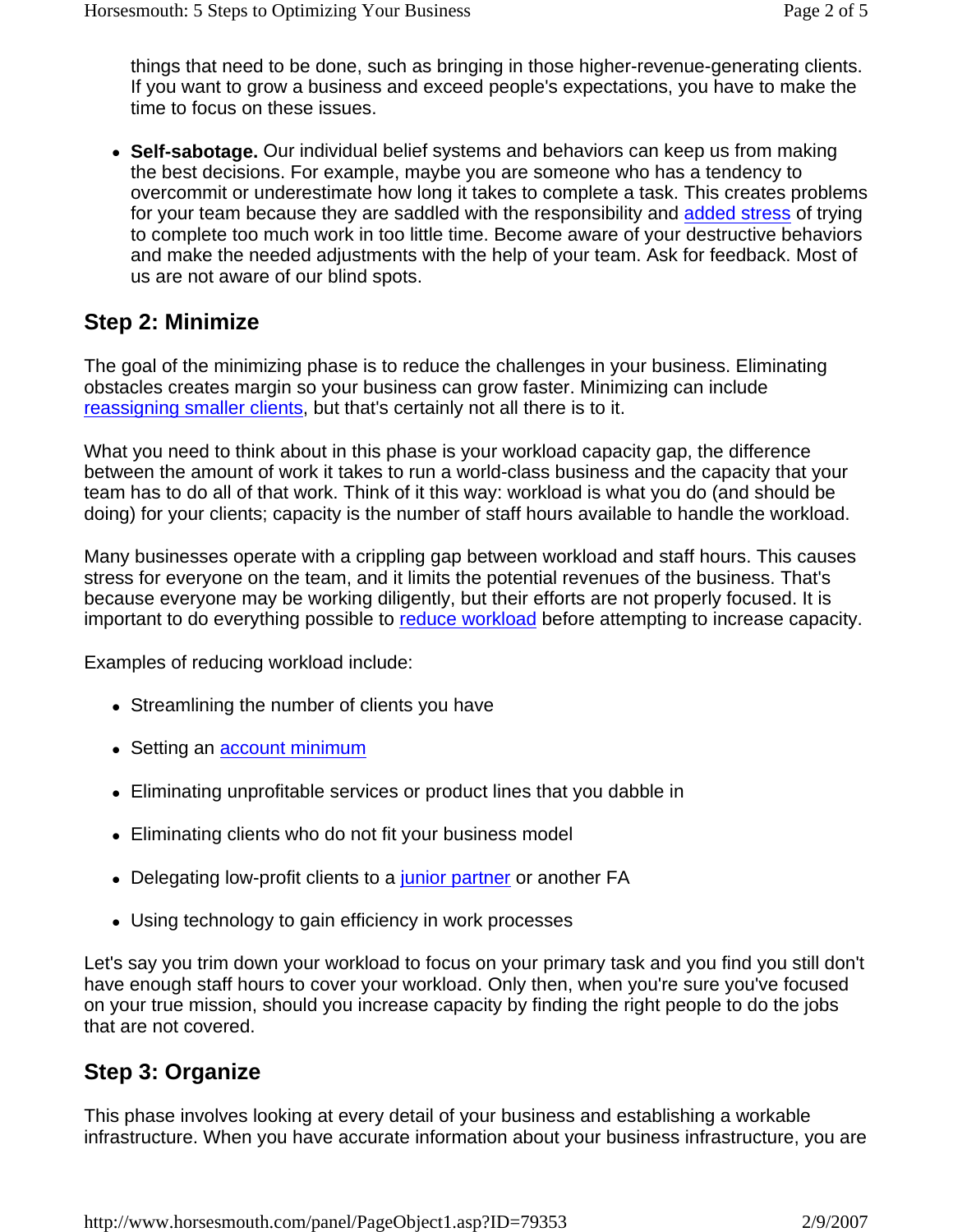things that need to be done, such as bringing in those higher-revenue-generating clients. If you want to grow a business and exceed people's expectations, you have to make the time to focus on these issues.

- **Self-sabotage.** Our individual belief systems and behaviors can keep us from making the best decisions. For example, maybe you are someone who has a tendency to overcommit or underestimate how long it takes to complete a task. This creates problems for your team because they are saddled with the responsibility and added stress of trying to complete too much work in too little time. Become aware of your destructive behaviors and make the needed adjustments with the help of your team. Ask for feedback. Most of us are not aware of our blind spots.

## Step 2: Minimize

The goal of the minimizing phase is to reduce the challenges in your business. Eliminating obstacles creates margin so your business can grow faster. Minimizing can include reassigning smaller clients, but that's certainly not all there is to it.

What you need to think about in this phase is your workload capacity gap, the difference between the amount of work it takes to run a world-class business and the capacity that your team has to do all of that work. Think of it this way: workload is what you do (and should be doing) for your clients; capacity is the number of staff hours available to handle the workload.

Many businesses operate with a crippling gap between workload and staff hours. This causes stress for everyone on the team, and it limits the potential revenues of the business. That's because everyone may be working diligently, but their efforts are not properly focused. It is important to do everything possible to reduce workload before attempting to increase capacity.

Examples of reducing workload include:

- Streamlining the number of clients you have
- Setting an account minimum
- Eliminating unprofitable services or product lines that you dabble in
- Eliminating clients who do not fit your business model
- Delegating low-profit clients to a junior partner or another FA
- Using technology to gain efficiency in work processes

Let's say you trim down your workload to focus on your primary task and you find you still don't have enough staff hours to cover your workload. Only then, when you're sure you've focused on your true mission, should you increase capacity by finding the right people to do the jobs that are not covered.

## Step 3: Organize

This phase involves looking at every detail of your business and establishing a workable infrastructure. When you have accurate information about your business infrastructure, you are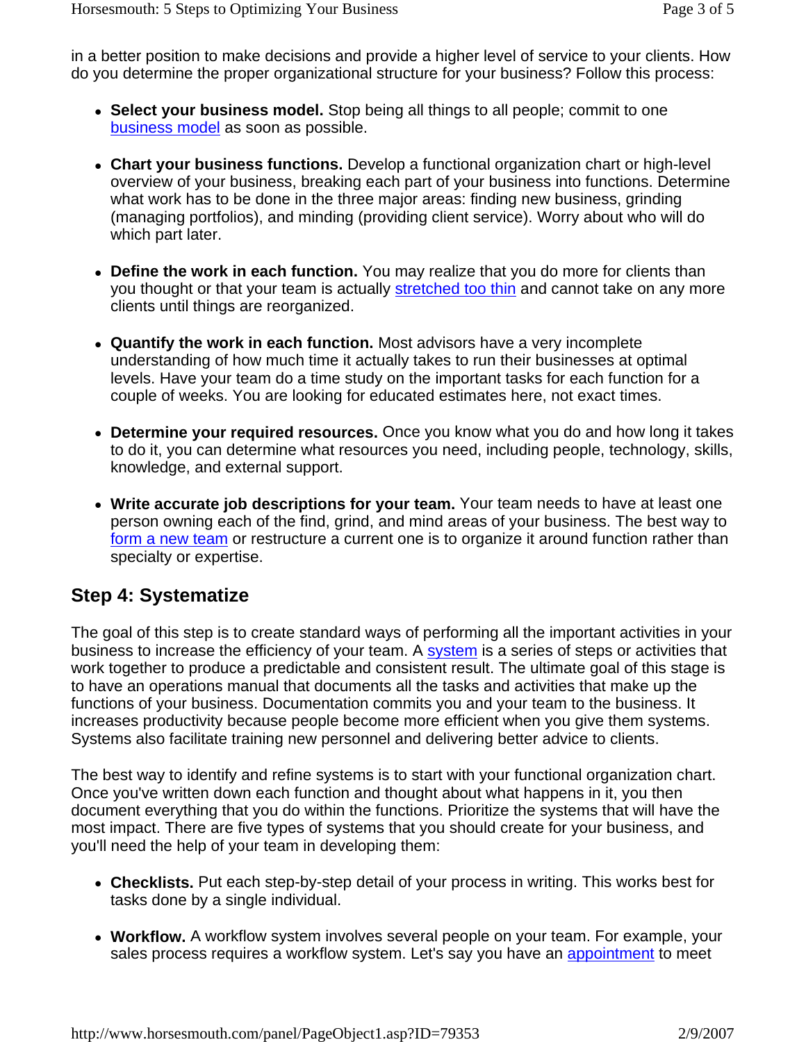in a better position to make decisions and provide a higher level of service to your clients. How do you determine the proper organizational structure for your business? Follow this process:

- **Select your business model.** Stop being all things to all people; commit to one business model as soon as possible.

- **Chart your business functions.** Develop a functional organization chart or high-level overview of your business, breaking each part of your business into functions. Determine what work has to be done in the three major areas: finding new business, grinding (managing portfolios), and minding (providing client service). Worry about who will do which part later.

- **Define the work in each function.** You may realize that you do more for clients than you thought or that your team is actually stretched too thin and cannot take on any more clients until things are reorganized.

- **Quantify the work in each function.** Most advisors have a very incomplete understanding of how much time it actually takes to run their businesses at optimal levels. Have your team do a time study on the important tasks for each function for a couple of weeks. You are looking for educated estimates here, not exact times.

- **Determine your required resources.** Once you know what you do and how long it takes to do it, you can determine what resources you need, including people, technology, skills, knowledge, and external support.

- **Write accurate job descriptions for your team.** Your team needs to have at least one person owning each of the find, grind, and mind areas of your business. The best way to form a new team or restructure a current one is to organize it around function rather than specialty or expertise.

## Step 4: Systematize

The goal of this step is to create standard ways of performing all the important activities in your business to increase the efficiency of your team. A system is a series of steps or activities that work together to produce a predictable and consistent result. The ultimate goal of this stage is to have an operations manual that documents all the tasks and activities that make up the functions of your business. Documentation commits you and your team to the business. It increases productivity because people become more efficient when you give them systems. Systems also facilitate training new personnel and delivering better advice to clients.

The best way to identify and refine systems is to start with your functional organization chart. Once you've written down each function and thought about what happens in it, you then document everything that you do within the functions. Prioritize the systems that will have the most impact. There are five types of systems that you should create for your business, and you'll need the help of your team in developing them:

- **Checklists.** Put each step-by-step detail of your process in writing. This works best for tasks done by a single individual.

- **Workflow.** A workflow system involves several people on your team. For example, your sales process requires a workflow system. Let's say you have an appointment to meet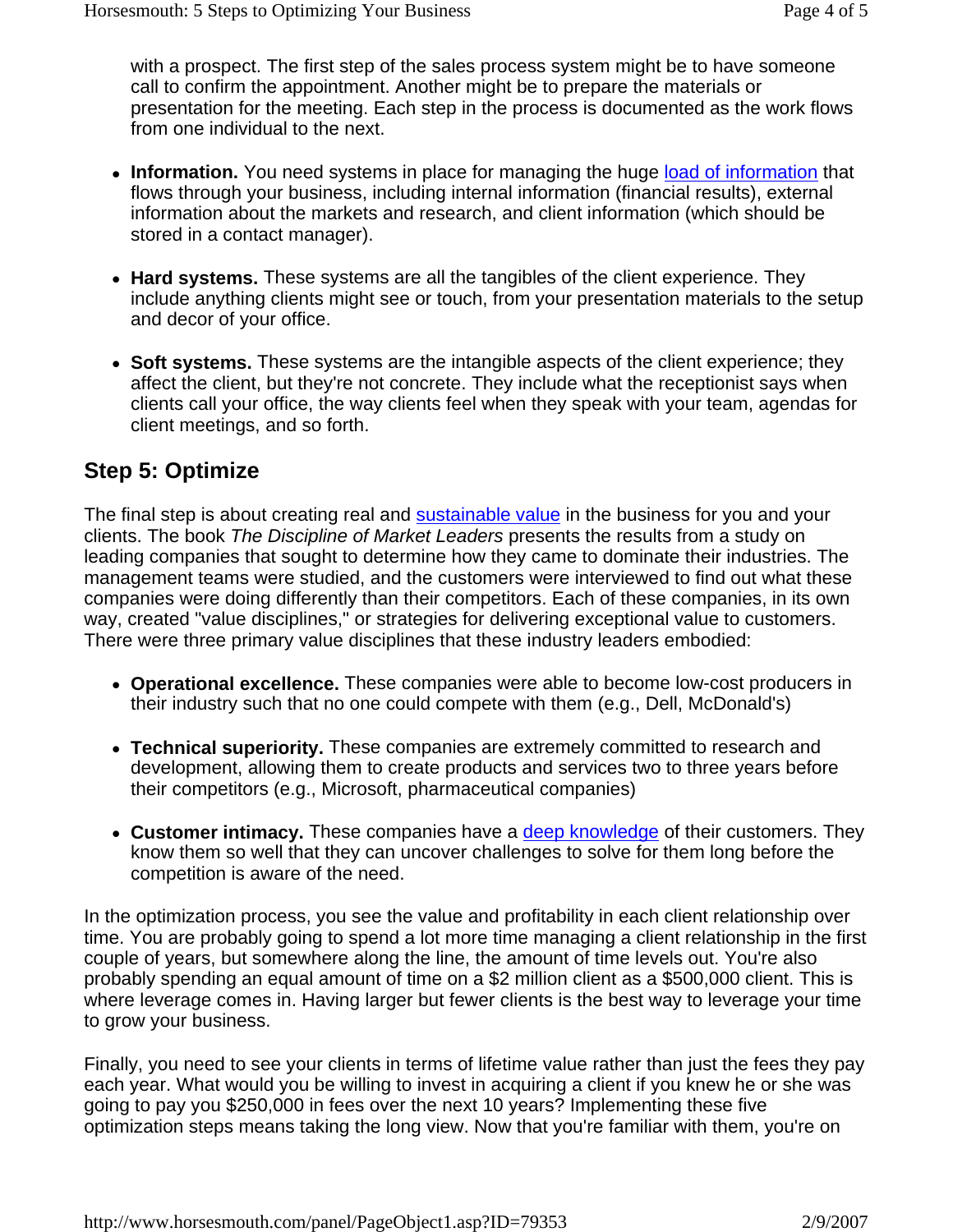with a prospect. The first step of the sales process system might be to have someone call to confirm the appointment. Another might be to prepare the materials or presentation for the meeting. Each step in the process is documented as the work flows from one individual to the next.

- **Information.** You need systems in place for managing the huge load of information that flows through your business, including internal information (financial results), external information about the markets and research, and client information (which should be stored in a contact manager).

- **Hard systems.** These systems are all the tangibles of the client experience. They include anything clients might see or touch, from your presentation materials to the setup and decor of your office.

- **Soft systems.** These systems are the intangible aspects of the client experience; they affect the client, but they're not concrete. They include what the receptionist says when clients call your office, the way clients feel when they speak with your team, agendas for client meetings, and so forth.

## Step 5: Optimize

The final step is about creating real and sustainable value in the business for you and your clients. The book *The Discipline of Market Leaders* presents the results from a study on leading companies that sought to determine how they came to dominate their industries. The management teams were studied, and the customers were interviewed to find out what these companies were doing differently than their competitors. Each of these companies, in its own way, created "value disciplines," or strategies for delivering exceptional value to customers. There were three primary value disciplines that these industry leaders embodied:

- **Operational excellence.** These companies were able to become low-cost producers in their industry such that no one could compete with them (e.g., Dell, McDonald's)

- **Technical superiority.** These companies are extremely committed to research and development, allowing them to create products and services two to three years before their competitors (e.g., Microsoft, pharmaceutical companies)

- **Customer intimacy.** These companies have a deep knowledge of their customers. They know them so well that they can uncover challenges to solve for them long before the competition is aware of the need.

In the optimization process, you see the value and profitability in each client relationship over time. You are probably going to spend a lot more time managing a client relationship in the first couple of years, but somewhere along the line, the amount of time levels out. You're also probably spending an equal amount of time on a $2 million client as a $500,000 client. This is where leverage comes in. Having larger but fewer clients is the best way to leverage your time to grow your business.

Finally, you need to see your clients in terms of lifetime value rather than just the fees they pay each year. What would you be willing to invest in acquiring a client if you knew he or she was going to pay you $250,000 in fees over the next 10 years? Implementing these five optimization steps means taking the long view. Now that you're familiar with them, you're on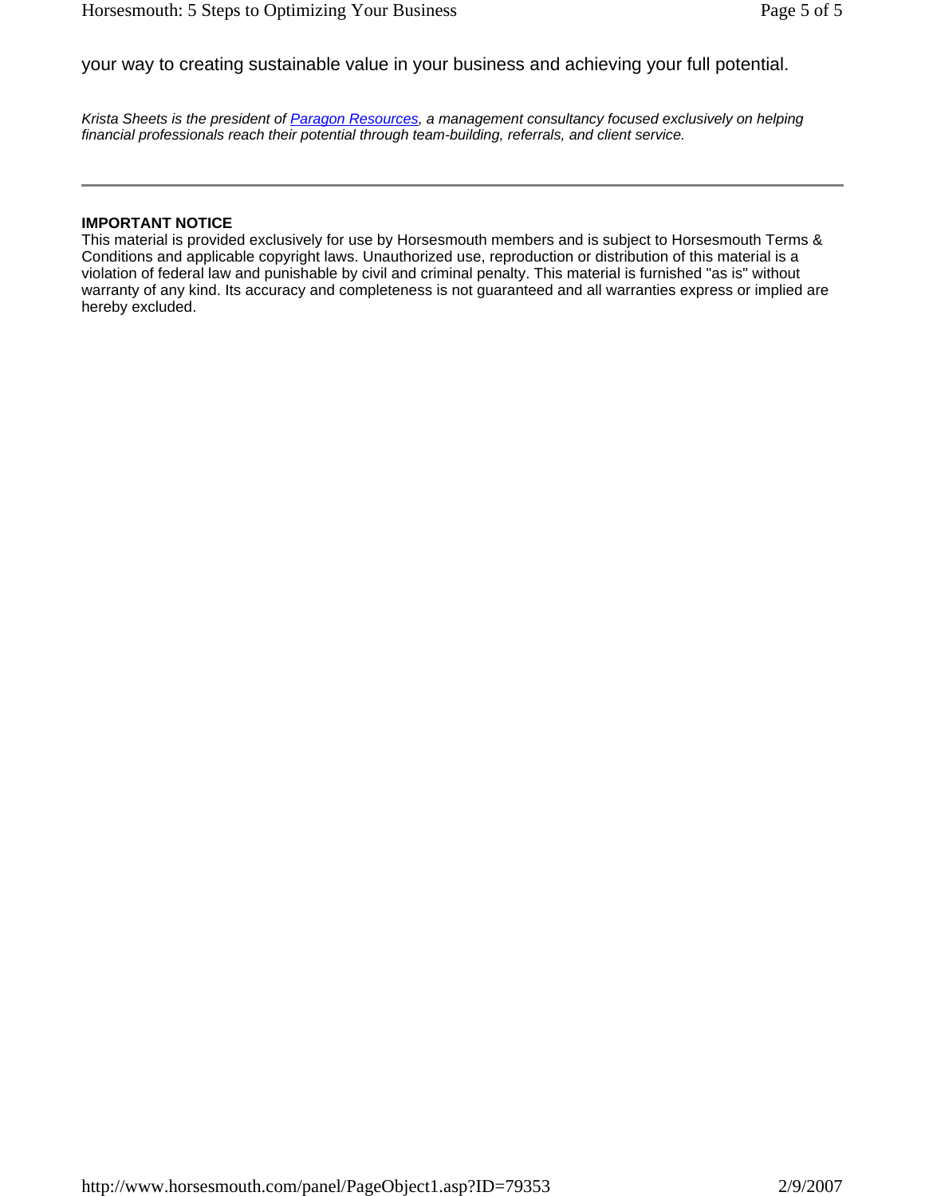your way to creating sustainable value in your business and achieving your full potential.

*Krista Sheets is the president of [Paragon Resources](), a management consultancy focused exclusively on helping financial professionals reach their potential through team-building, referrals, and client service.*

---

**IMPORTANT NOTICE**

This material is provided exclusively for use by Horsesmouth members and is subject to Horsesmouth Terms & Conditions and applicable copyright laws. Unauthorized use, reproduction or distribution of this material is a violation of federal law and punishable by civil and criminal penalty. This material is furnished "as is" without warranty of any kind. Its accuracy and completeness is not guaranteed and all warranties express or implied are hereby excluded.